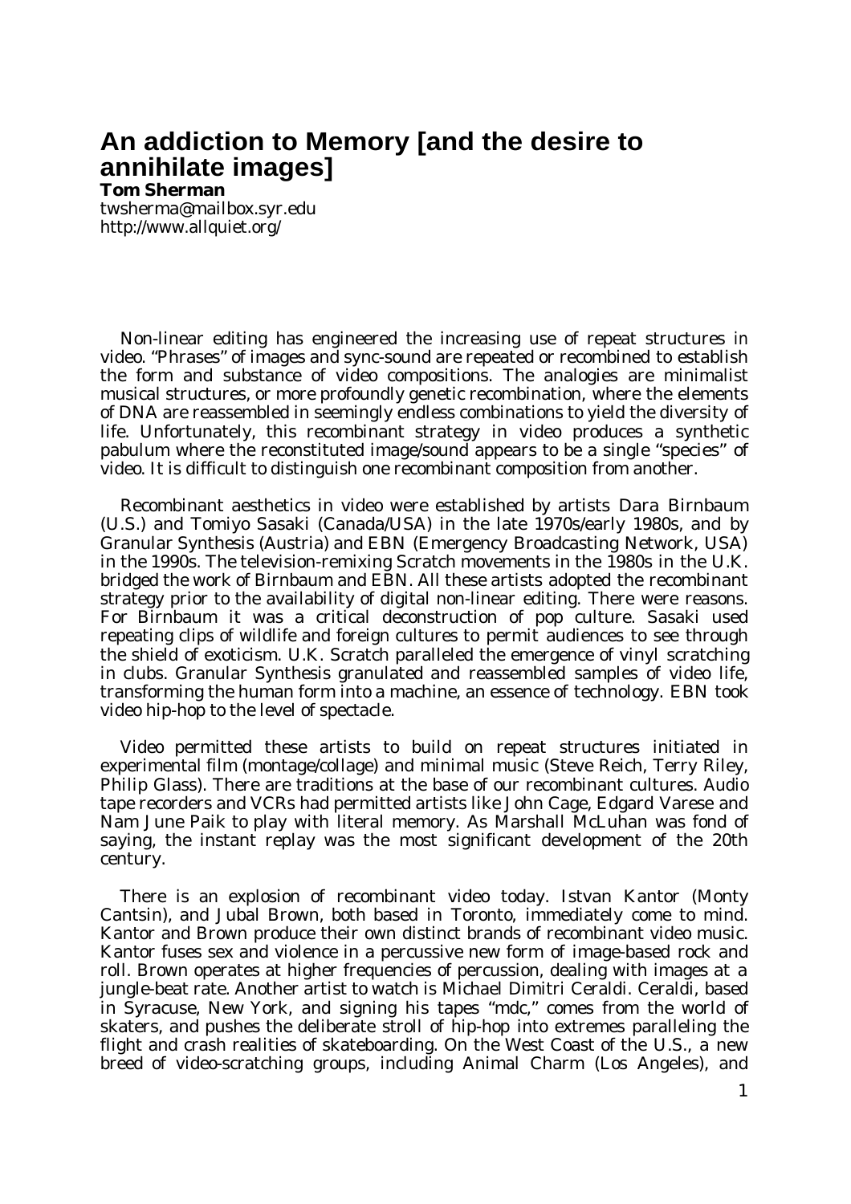# An addiction to Memory [and the desire to annihilate images]

**Tom Sherman**

twsherma@mailbox.syr.edu
http://www.allquiet.org/

Non-linear editing has engineered the increasing use of repeat structures in video. "Phrases" of images and sync-sound are repeated or recombined to establish the form and substance of video compositions. The analogies are minimalist musical structures, or more profoundly genetic recombination, where the elements of DNA are reassembled in seemingly endless combinations to yield the diversity of life. Unfortunately, this recombinant strategy in video produces a synthetic pabulum where the reconstituted image/sound appears to be a single "species" of video. It is difficult to distinguish one recombinant composition from another.

Recombinant aesthetics in video were established by artists Dara Birnbaum (U.S.) and Tomiyo Sasaki (Canada/USA) in the late 1970s/early 1980s, and by Granular Synthesis (Austria) and EBN (Emergency Broadcasting Network, USA) in the 1990s. The television-remixing Scratch movements in the 1980s in the U.K. bridged the work of Birnbaum and EBN. All these artists adopted the recombinant strategy prior to the availability of digital non-linear editing. There were reasons. For Birnbaum it was a critical deconstruction of pop culture. Sasaki used repeating clips of wildlife and foreign cultures to permit audiences to see through the shield of exoticism. U.K. Scratch paralleled the emergence of vinyl scratching in clubs. Granular Synthesis granulated and reassembled samples of video life, transforming the human form into a machine, an essence of technology. EBN took video hip-hop to the level of spectacle.

Video permitted these artists to build on repeat structures initiated in experimental film (montage/collage) and minimal music (Steve Reich, Terry Riley, Philip Glass). There are traditions at the base of our recombinant cultures. Audio tape recorders and VCRs had permitted artists like John Cage, Edgard Varese and Nam June Paik to play with literal memory. As Marshall McLuhan was fond of saying, the instant replay was the most significant development of the 20th century.

There is an explosion of recombinant video today. Istvan Kantor (Monty Cantsin), and Jubal Brown, both based in Toronto, immediately come to mind. Kantor and Brown produce their own distinct brands of recombinant video music. Kantor fuses sex and violence in a percussive new form of image-based rock and roll. Brown operates at higher frequencies of percussion, dealing with images at a jungle-beat rate. Another artist to watch is Michael Dimitri Ceraldi. Ceraldi, based in Syracuse, New York, and signing his tapes "mdc," comes from the world of skaters, and pushes the deliberate stroll of hip-hop into extremes paralleling the flight and crash realities of skateboarding. On the West Coast of the U.S., a new breed of video-scratching groups, including Animal Charm (Los Angeles), and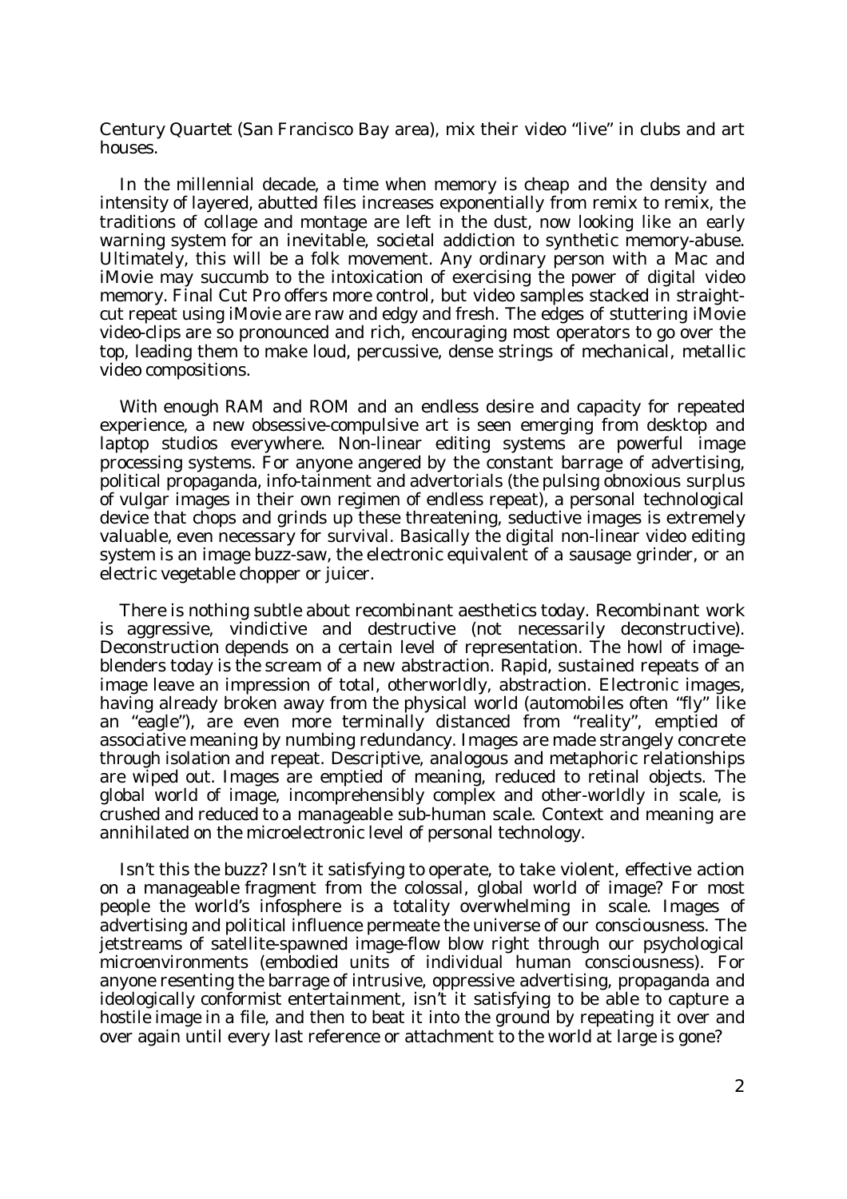Century Quartet (San Francisco Bay area), mix their video "live" in clubs and art houses.

In the millennial decade, a time when memory is cheap and the density and intensity of layered, abutted files increases exponentially from remix to remix, the traditions of collage and montage are left in the dust, now looking like an early warning system for an inevitable, societal addiction to synthetic memory-abuse. Ultimately, this will be a folk movement. Any ordinary person with a Mac and iMovie may succumb to the intoxication of exercising the power of digital video memory. Final Cut Pro offers more control, but video samples stacked in straight-cut repeat using iMovie are raw and edgy and fresh. The edges of stuttering iMovie video-clips are so pronounced and rich, encouraging most operators to go over the top, leading them to make loud, percussive, dense strings of mechanical, metallic video compositions.

With enough RAM and ROM and an endless desire and capacity for repeated experience, a new obsessive-compulsive art is seen emerging from desktop and laptop studios everywhere. Non-linear editing systems are powerful image processing systems. For anyone angered by the constant barrage of advertising, political propaganda, info-tainment and advertorials (the pulsing obnoxious surplus of vulgar images in their own regimen of endless repeat), a personal technological device that chops and grinds up these threatening, seductive images is extremely valuable, even necessary for survival. Basically the digital non-linear video editing system is an image buzz-saw, the electronic equivalent of a sausage grinder, or an electric vegetable chopper or juicer.

There is nothing subtle about recombinant aesthetics today. Recombinant work is aggressive, vindictive and destructive (not necessarily deconstructive). Deconstruction depends on a certain level of representation. The howl of image-blenders today is the scream of a new abstraction. Rapid, sustained repeats of an image leave an impression of total, otherworldly, abstraction. Electronic images, having already broken away from the physical world (automobiles often "fly" like an "eagle"), are even more terminally distanced from "reality", emptied of associative meaning by numbing redundancy. Images are made strangely concrete through isolation and repeat. Descriptive, analogous and metaphoric relationships are wiped out. Images are emptied of meaning, reduced to retinal objects. The global world of image, incomprehensibly complex and other-worldly in scale, is crushed and reduced to a manageable sub-human scale. Context and meaning are annihilated on the microelectronic level of personal technology.

Isn't this the buzz? Isn't it satisfying to operate, to take violent, effective action on a manageable fragment from the colossal, global world of image? For most people the world's infosphere is a totality overwhelming in scale. Images of advertising and political influence permeate the universe of our consciousness. The jetstreams of satellite-spawned image-flow blow right through our psychological microenvironments (embodied units of individual human consciousness). For anyone resenting the barrage of intrusive, oppressive advertising, propaganda and ideologically conformist entertainment, isn't it satisfying to be able to capture a hostile image in a file, and then to beat it into the ground by repeating it over and over again until every last reference or attachment to the world at large is gone?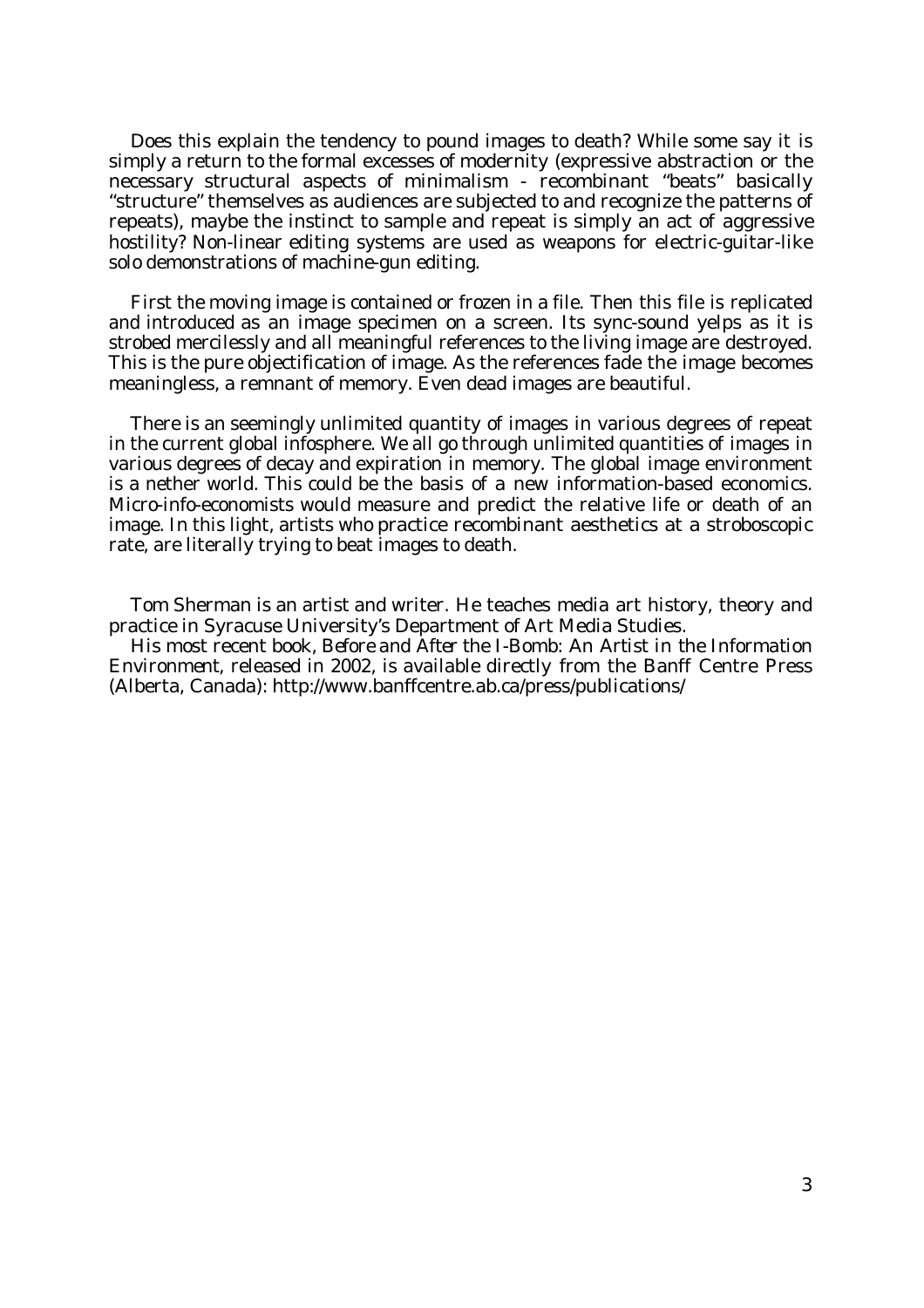Does this explain the tendency to pound images to death? While some say it is simply a return to the formal excesses of modernity (expressive abstraction or the necessary structural aspects of minimalism - recombinant "beats" basically "structure" themselves as audiences are subjected to and recognize the patterns of repeats), maybe the instinct to sample and repeat is simply an act of aggressive hostility? Non-linear editing systems are used as weapons for electric-guitar-like solo demonstrations of machine-gun editing.

First the moving image is contained or frozen in a file. Then this file is replicated and introduced as an image specimen on a screen. Its sync-sound yelps as it is strobed mercilessly and all meaningful references to the living image are destroyed. This is the pure objectification of image. As the references fade the image becomes meaningless, a remnant of memory. Even dead images are beautiful.

There is an seemingly unlimited quantity of images in various degrees of repeat in the current global infosphere. We all go through unlimited quantities of images in various degrees of decay and expiration in memory. The global image environment is a nether world. This could be the basis of a new information-based economics. Micro-info-economists would measure and predict the relative life or death of an image. In this light, artists who practice recombinant aesthetics at a stroboscopic rate, are literally trying to beat images to death.

Tom Sherman is an artist and writer. He teaches media art history, theory and practice in Syracuse University's Department of Art Media Studies.

His most recent book, *Before and After the I-Bomb: An Artist in the Information Environment*, released in 2002, is available directly from the Banff Centre Press (Alberta, Canada): http://www.banffcentre.ab.ca/press/publications/